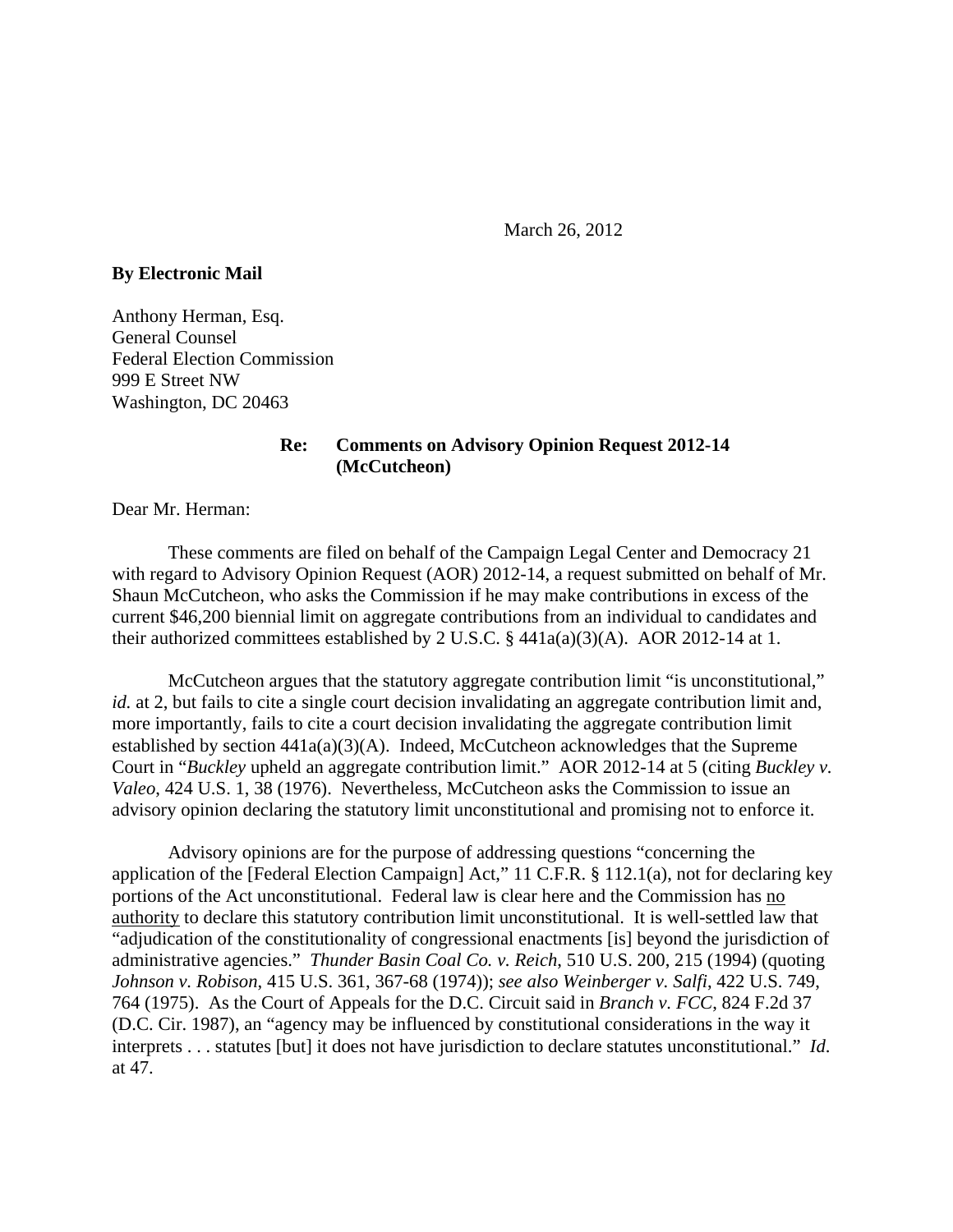March 26, 2012

**By Electronic Mail**

Anthony Herman, Esq.
General Counsel
Federal Election Commission
999 E Street NW
Washington, DC 20463

**Re: Comments on Advisory Opinion Request 2012-14 (McCutcheon)**

Dear Mr. Herman:

These comments are filed on behalf of the Campaign Legal Center and Democracy 21 with regard to Advisory Opinion Request (AOR) 2012-14, a request submitted on behalf of Mr. Shaun McCutcheon, who asks the Commission if he may make contributions in excess of the current $46,200 biennial limit on aggregate contributions from an individual to candidates and their authorized committees established by 2 U.S.C. § 441a(a)(3)(A). AOR 2012-14 at 1.

McCutcheon argues that the statutory aggregate contribution limit "is unconstitutional," *id.* at 2, but fails to cite a single court decision invalidating an aggregate contribution limit and, more importantly, fails to cite a court decision invalidating the aggregate contribution limit established by section 441a(a)(3)(A). Indeed, McCutcheon acknowledges that the Supreme Court in "*Buckley* upheld an aggregate contribution limit." AOR 2012-14 at 5 (citing *Buckley v. Valeo*, 424 U.S. 1, 38 (1976). Nevertheless, McCutcheon asks the Commission to issue an advisory opinion declaring the statutory limit unconstitutional and promising not to enforce it.

Advisory opinions are for the purpose of addressing questions "concerning the application of the [Federal Election Campaign] Act," 11 C.F.R. § 112.1(a), not for declaring key portions of the Act unconstitutional. Federal law is clear here and the Commission has <u>no authority</u> to declare this statutory contribution limit unconstitutional. It is well-settled law that "adjudication of the constitutionality of congressional enactments [is] beyond the jurisdiction of administrative agencies." *Thunder Basin Coal Co. v. Reich*, 510 U.S. 200, 215 (1994) (quoting *Johnson v. Robison*, 415 U.S. 361, 367-68 (1974)); *see also Weinberger v. Salfi*, 422 U.S. 749, 764 (1975). As the Court of Appeals for the D.C. Circuit said in *Branch v. FCC*, 824 F.2d 37 (D.C. Cir. 1987), an "agency may be influenced by constitutional considerations in the way it interprets . . . statutes [but] it does not have jurisdiction to declare statutes unconstitutional." *Id*. at 47.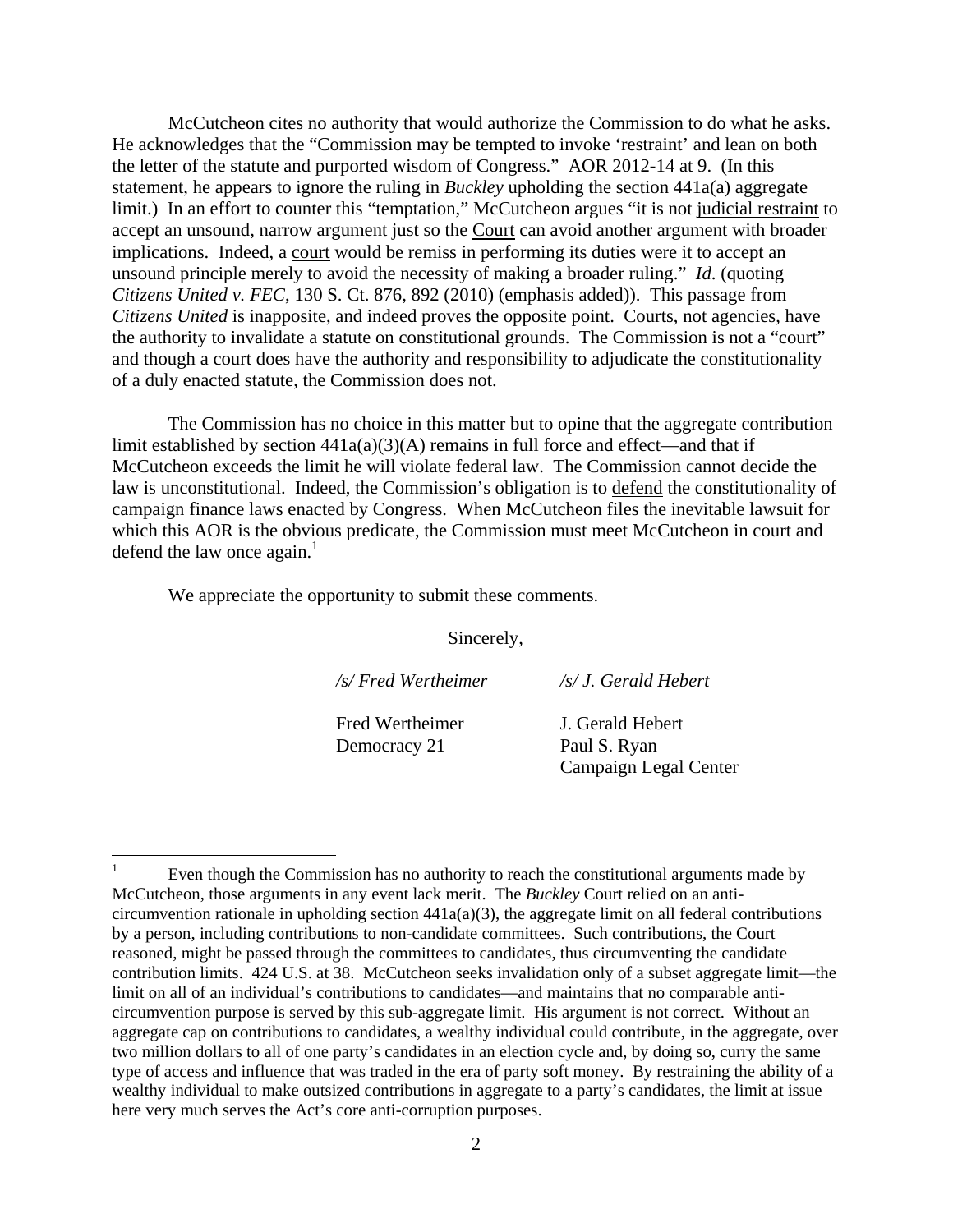McCutcheon cites no authority that would authorize the Commission to do what he asks. He acknowledges that the "Commission may be tempted to invoke 'restraint' and lean on both the letter of the statute and purported wisdom of Congress." AOR 2012-14 at 9. (In this statement, he appears to ignore the ruling in *Buckley* upholding the section 441a(a) aggregate limit.) In an effort to counter this "temptation," McCutcheon argues "it is not <u>judicial restraint</u> to accept an unsound, narrow argument just so the <u>Court</u> can avoid another argument with broader implications. Indeed, a <u>court</u> would be remiss in performing its duties were it to accept an unsound principle merely to avoid the necessity of making a broader ruling." *Id*. (quoting *Citizens United v. FEC*, 130 S. Ct. 876, 892 (2010) (emphasis added)). This passage from *Citizens United* is inapposite, and indeed proves the opposite point. Courts, not agencies, have the authority to invalidate a statute on constitutional grounds. The Commission is not a "court" and though a court does have the authority and responsibility to adjudicate the constitutionality of a duly enacted statute, the Commission does not.

The Commission has no choice in this matter but to opine that the aggregate contribution limit established by section 441a(a)(3)(A) remains in full force and effect—and that if McCutcheon exceeds the limit he will violate federal law. The Commission cannot decide the law is unconstitutional. Indeed, the Commission's obligation is to <u>defend</u> the constitutionality of campaign finance laws enacted by Congress. When McCutcheon files the inevitable lawsuit for which this AOR is the obvious predicate, the Commission must meet McCutcheon in court and defend the law once again.[1]

We appreciate the opportunity to submit these comments.

Sincerely,

*/s/ Fred Wertheimer* */s/ J. Gerald Hebert*

Fred Wertheimer
Democracy 21

J. Gerald Hebert
Paul S. Ryan
Campaign Legal Center

---

[1] Even though the Commission has no authority to reach the constitutional arguments made by McCutcheon, those arguments in any event lack merit. The *Buckley* Court relied on an anti-circumvention rationale in upholding section 441a(a)(3), the aggregate limit on all federal contributions by a person, including contributions to non-candidate committees. Such contributions, the Court reasoned, might be passed through the committees to candidates, thus circumventing the candidate contribution limits. 424 U.S. at 38. McCutcheon seeks invalidation only of a subset aggregate limit—the limit on all of an individual's contributions to candidates—and maintains that no comparable anti-circumvention purpose is served by this sub-aggregate limit. His argument is not correct. Without an aggregate cap on contributions to candidates, a wealthy individual could contribute, in the aggregate, over two million dollars to all of one party's candidates in an election cycle and, by doing so, curry the same type of access and influence that was traded in the era of party soft money. By restraining the ability of a wealthy individual to make outsized contributions in aggregate to a party's candidates, the limit at issue here very much serves the Act's core anti-corruption purposes.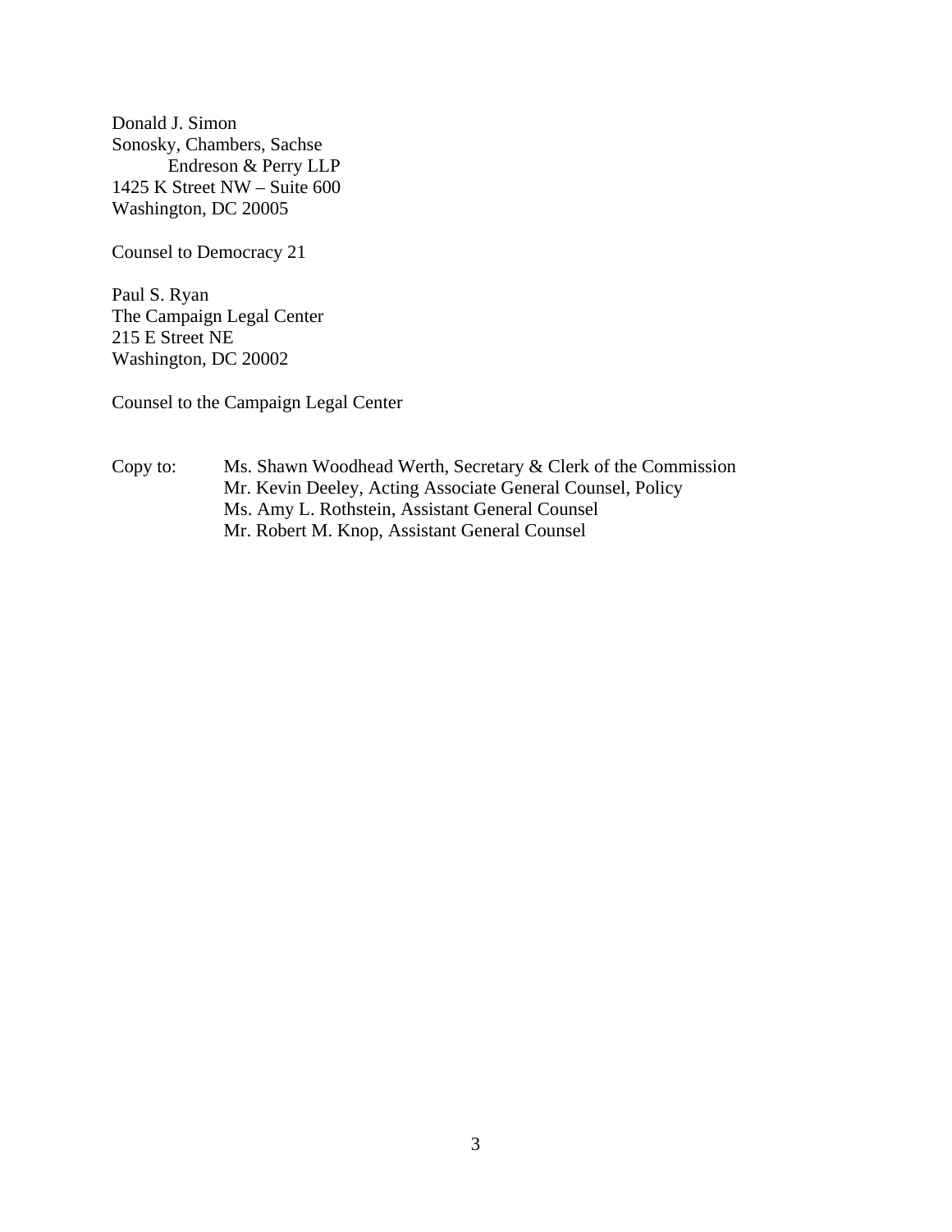Donald J. Simon
Sonosky, Chambers, Sachse
Endreson & Perry LLP
1425 K Street NW – Suite 600
Washington, DC 20005

Counsel to Democracy 21

Paul S. Ryan
The Campaign Legal Center
215 E Street NE
Washington, DC 20002

Counsel to the Campaign Legal Center

Copy to: Ms. Shawn Woodhead Werth, Secretary & Clerk of the Commission
Mr. Kevin Deeley, Acting Associate General Counsel, Policy
Ms. Amy L. Rothstein, Assistant General Counsel
Mr. Robert M. Knop, Assistant General Counsel